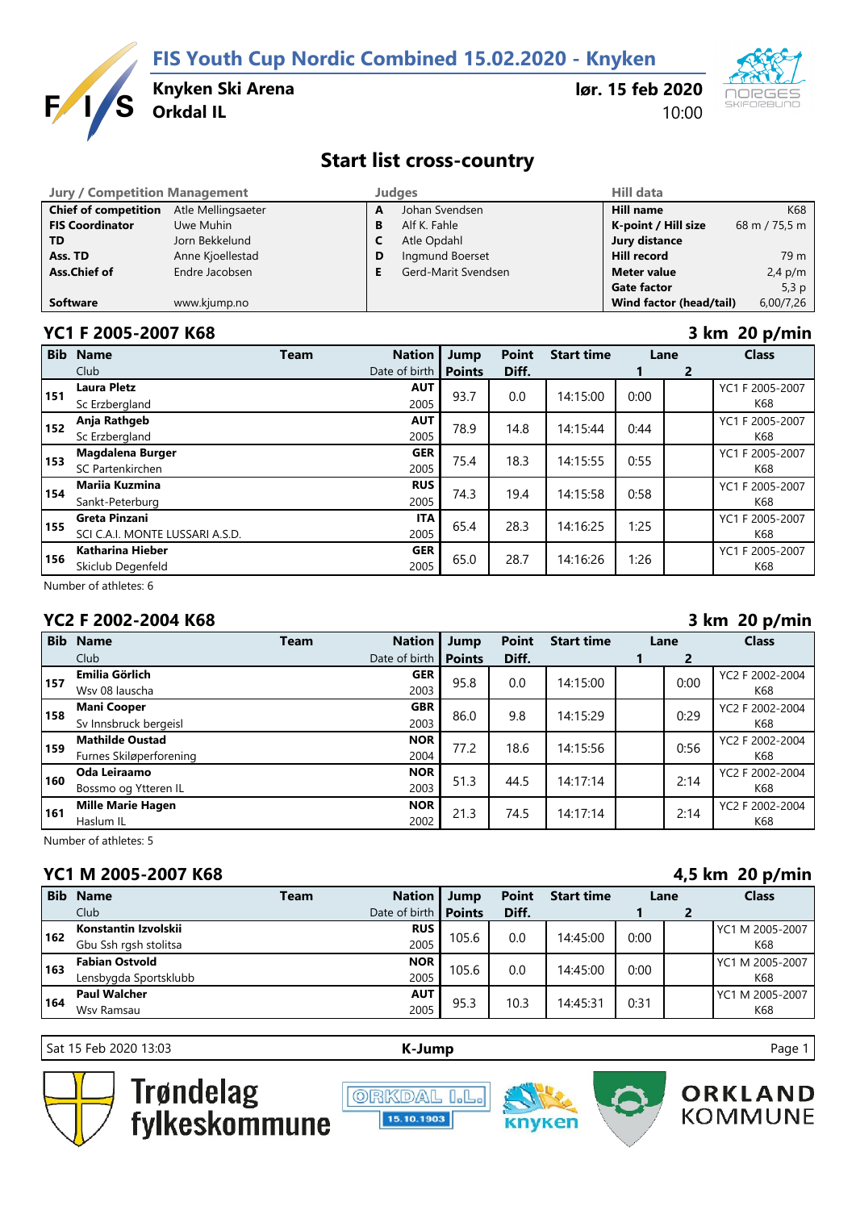# FIS Youth Cup Nordic Combined 15.02.2020 - Knyken

**Knyken Ski Arena**
**Orkdal IL**

**lør. 15 feb 2020**
10:00

## Start list cross-country

| Jury / Competition Management | | Judges | | Hill data | |
|---|---|---|---|---|---|
| **Chief of competition** | Atle Mellingsaeter | **A** | Johan Svendsen | **Hill name** | K68 |
| **FIS Coordinator** | Uwe Muhin | **B** | Alf K. Fahle | **K-point / Hill size** | 68 m / 75,5 m |
| **TD** | Jorn Bekkelund | **C** | Atle Opdahl | **Jury distance** | |
| **Ass. TD** | Anne Kjoellestad | **D** | Ingmund Boerset | **Hill record** | 79 m |
| **Ass.Chief of** | Endre Jacobsen | **E** | Gerd-Marit Svendsen | **Meter value** | 2,4 p/m |
| | | | | **Gate factor** | 5,3 p |
| **Software** | www.kjump.no | | | **Wind factor (head/tail)** | 6,00/7,26 |

### YC1 F 2005-2007 K68 — 3 km 20 p/min

| Bib | Name / Club | Team | Nation / Date of birth | Jump Points | Point Diff. | Start time | Lane 1 | Lane 2 | Class |
|---|---|---|---|---|---|---|---|---|---|
| 151 | **Laura Pletz** / Sc Erzbergland | | **AUT** / 2005 | 93.7 | 0.0 | 14:15:00 | 0:00 | | YC1 F 2005-2007 K68 |
| 152 | **Anja Rathgeb** / Sc Erzbergland | | **AUT** / 2005 | 78.9 | 14.8 | 14:15:44 | 0:44 | | YC1 F 2005-2007 K68 |
| 153 | **Magdalena Burger** / SC Partenkirchen | | **GER** / 2005 | 75.4 | 18.3 | 14:15:55 | 0:55 | | YC1 F 2005-2007 K68 |
| 154 | **Mariia Kuzmina** / Sankt-Peterburg | | **RUS** / 2005 | 74.3 | 19.4 | 14:15:58 | 0:58 | | YC1 F 2005-2007 K68 |
| 155 | **Greta Pinzani** / SCI C.A.I. MONTE LUSSARI A.S.D. | | **ITA** / 2005 | 65.4 | 28.3 | 14:16:25 | 1:25 | | YC1 F 2005-2007 K68 |
| 156 | **Katharina Hieber** / Skiclub Degenfeld | | **GER** / 2005 | 65.0 | 28.7 | 14:16:26 | 1:26 | | YC1 F 2005-2007 K68 |

Number of athletes: 6

### YC2 F 2002-2004 K68 — 3 km 20 p/min

| Bib | Name / Club | Team | Nation / Date of birth | Jump Points | Point Diff. | Start time | Lane 1 | Lane 2 | Class |
|---|---|---|---|---|---|---|---|---|---|
| 157 | **Emilia Görlich** / Wsv 08 lauscha | | **GER** / 2003 | 95.8 | 0.0 | 14:15:00 | | 0:00 | YC2 F 2002-2004 K68 |
| 158 | **Mani Cooper** / Sv Innsbruck bergeisl | | **GBR** / 2003 | 86.0 | 9.8 | 14:15:29 | | 0:29 | YC2 F 2002-2004 K68 |
| 159 | **Mathilde Oustad** / Furnes Skiløperforening | | **NOR** / 2004 | 77.2 | 18.6 | 14:15:56 | | 0:56 | YC2 F 2002-2004 K68 |
| 160 | **Oda Leiraamo** / Bossmo og Ytteren IL | | **NOR** / 2003 | 51.3 | 44.5 | 14:17:14 | | 2:14 | YC2 F 2002-2004 K68 |
| 161 | **Mille Marie Hagen** / Haslum IL | | **NOR** / 2002 | 21.3 | 74.5 | 14:17:14 | | 2:14 | YC2 F 2002-2004 K68 |

Number of athletes: 5

### YC1 M 2005-2007 K68 — 4,5 km 20 p/min

| Bib | Name / Club | Team | Nation / Date of birth | Jump Points | Point Diff. | Start time | Lane 1 | Lane 2 | Class |
|---|---|---|---|---|---|---|---|---|---|
| 162 | **Konstantin Izvolskii** / Gbu Ssh rgsh stolitsa | | **RUS** / 2005 | 105.6 | 0.0 | 14:45:00 | 0:00 | | YC1 M 2005-2007 K68 |
| 163 | **Fabian Ostvold** / Lensbygda Sportsklubb | | **NOR** / 2005 | 105.6 | 0.0 | 14:45:00 | 0:00 | | YC1 M 2005-2007 K68 |
| 164 | **Paul Walcher** / Wsv Ramsau | | **AUT** / 2005 | 95.3 | 10.3 | 14:45:31 | 0:31 | | YC1 M 2005-2007 K68 |

Sat 15 Feb 2020 13:03 — **K-Jump**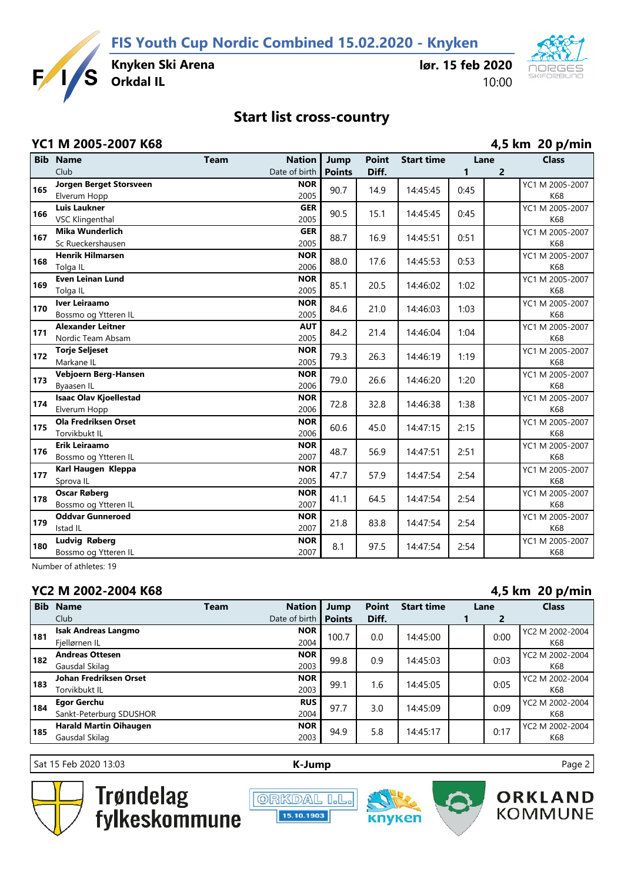# FIS Youth Cup Nordic Combined 15.02.2020 - Knyken

**Knyken Ski Arena**
**Orkdal IL**

**lør. 15 feb 2020**
10:00

## Start list cross-country

### YC1 M 2005-2007 K68

**4,5 km 20 p/min**

| Bib | Name / Club | Team | Nation / Date of birth | Jump Points | Point Diff. | Start time | Lane 1 | Lane 2 | Class |
|---|---|---|---|---|---|---|---|---|---|
| 165 | **Jorgen Berget Storsveen** Elverum Hopp | | NOR 2005 | 90.7 | 14.9 | 14:45:45 | 0:45 | | YC1 M 2005-2007 K68 |
| 166 | **Luis Laukner** VSC Klingenthal | | GER 2005 | 90.5 | 15.1 | 14:45:45 | 0:45 | | YC1 M 2005-2007 K68 |
| 167 | **Mika Wunderlich** Sc Rueckershausen | | GER 2005 | 88.7 | 16.9 | 14:45:51 | 0:51 | | YC1 M 2005-2007 K68 |
| 168 | **Henrik Hilmarsen** Tolga IL | | NOR 2006 | 88.0 | 17.6 | 14:45:53 | 0:53 | | YC1 M 2005-2007 K68 |
| 169 | **Even Leinan Lund** Tolga IL | | NOR 2005 | 85.1 | 20.5 | 14:46:02 | 1:02 | | YC1 M 2005-2007 K68 |
| 170 | **Iver Leiraamo** Bossmo og Ytteren IL | | NOR 2005 | 84.6 | 21.0 | 14:46:03 | 1:03 | | YC1 M 2005-2007 K68 |
| 171 | **Alexander Leitner** Nordic Team Absam | | AUT 2005 | 84.2 | 21.4 | 14:46:04 | 1:04 | | YC1 M 2005-2007 K68 |
| 172 | **Torje Seljeset** Markane IL | | NOR 2005 | 79.3 | 26.3 | 14:46:19 | 1:19 | | YC1 M 2005-2007 K68 |
| 173 | **Vebjoern Berg-Hansen** Byaasen IL | | NOR 2006 | 79.0 | 26.6 | 14:46:20 | 1:20 | | YC1 M 2005-2007 K68 |
| 174 | **Isaac Olav Kjoellestad** Elverum Hopp | | NOR 2006 | 72.8 | 32.8 | 14:46:38 | 1:38 | | YC1 M 2005-2007 K68 |
| 175 | **Ola Fredriksen Orset** Torvikbukt IL | | NOR 2006 | 60.6 | 45.0 | 14:47:15 | 2:15 | | YC1 M 2005-2007 K68 |
| 176 | **Erik Leiraamo** Bossmo og Ytteren IL | | NOR 2007 | 48.7 | 56.9 | 14:47:51 | 2:51 | | YC1 M 2005-2007 K68 |
| 177 | **Karl Haugen Kleppa** Sprova IL | | NOR 2005 | 47.7 | 57.9 | 14:47:54 | 2:54 | | YC1 M 2005-2007 K68 |
| 178 | **Oscar Røberg** Bossmo og Ytteren IL | | NOR 2007 | 41.1 | 64.5 | 14:47:54 | 2:54 | | YC1 M 2005-2007 K68 |
| 179 | **Oddvar Gunneroed** Istad IL | | NOR 2007 | 21.8 | 83.8 | 14:47:54 | 2:54 | | YC1 M 2005-2007 K68 |
| 180 | **Ludvig Røberg** Bossmo og Ytteren IL | | NOR 2007 | 8.1 | 97.5 | 14:47:54 | 2:54 | | YC1 M 2005-2007 K68 |

Number of athletes: 19

### YC2 M 2002-2004 K68

**4,5 km 20 p/min**

| Bib | Name / Club | Team | Nation / Date of birth | Jump Points | Point Diff. | Start time | Lane 1 | Lane 2 | Class |
|---|---|---|---|---|---|---|---|---|---|
| 181 | **Isak Andreas Langmo** Fjellørnen IL | | NOR 2004 | 100.7 | 0.0 | 14:45:00 | | 0:00 | YC2 M 2002-2004 K68 |
| 182 | **Andreas Ottesen** Gausdal Skilag | | NOR 2003 | 99.8 | 0.9 | 14:45:03 | | 0:03 | YC2 M 2002-2004 K68 |
| 183 | **Johan Fredriksen Orset** Torvikbukt IL | | NOR 2003 | 99.1 | 1.6 | 14:45:05 | | 0:05 | YC2 M 2002-2004 K68 |
| 184 | **Egor Gerchu** Sankt-Peterburg SDUSHOR | | RUS 2004 | 97.7 | 3.0 | 14:45:09 | | 0:09 | YC2 M 2002-2004 K68 |
| 185 | **Harald Martin Oihaugen** Gausdal Skilag | | NOR 2003 | 94.9 | 5.8 | 14:45:17 | | 0:17 | YC2 M 2002-2004 K68 |

Sat 15 Feb 2020 13:03 — K-Jump

Trøndelag fylkeskommune · Orkdal I.L. 15.10.1903 · Knyken · Orkland Kommune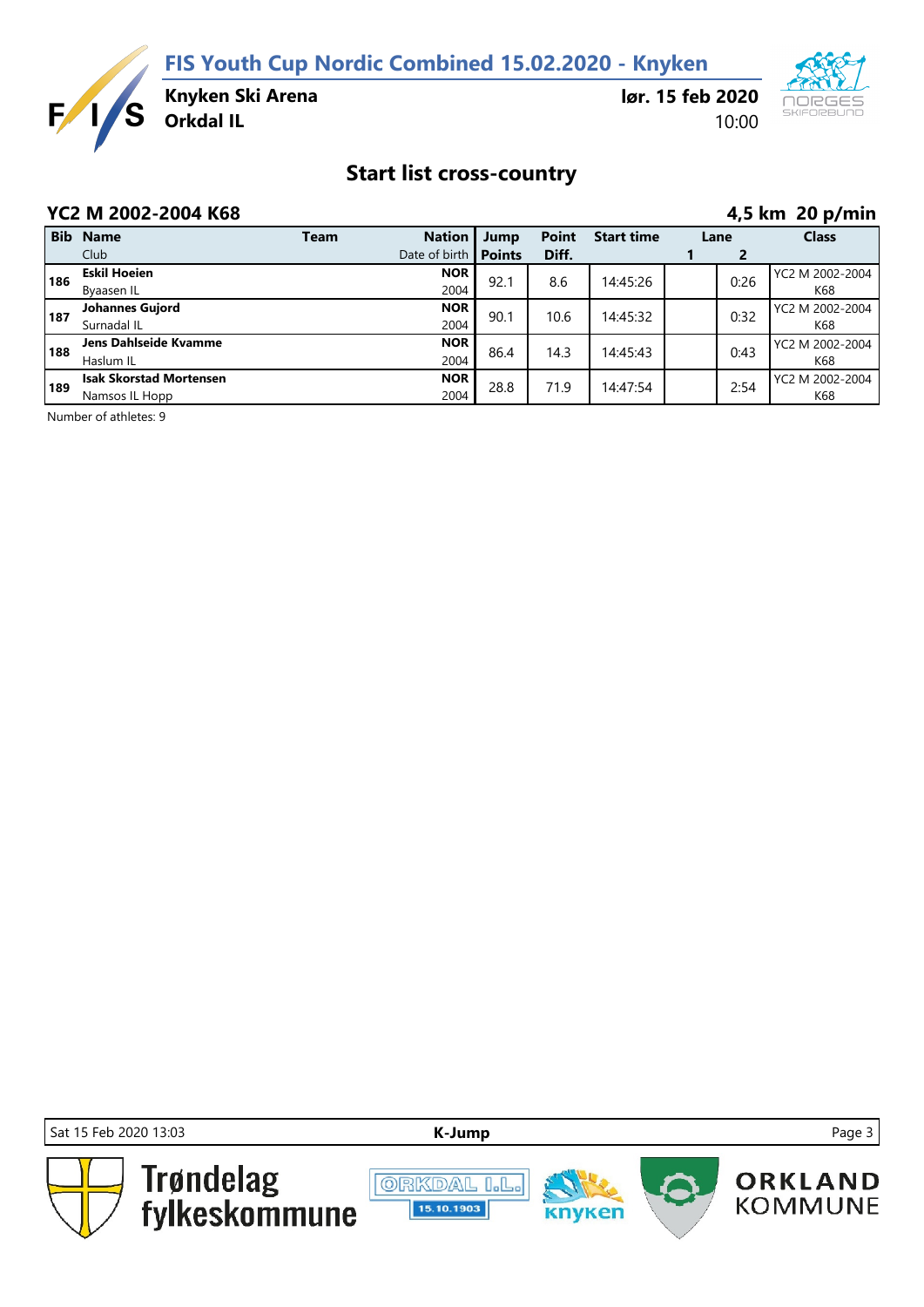# FIS Youth Cup Nordic Combined 15.02.2020 - Knyken

**Knyken Ski Arena**
**Orkdal IL**

**lør. 15 feb 2020**
10:00

## Start list cross-country

### YC2 M 2002-2004 K68 — 4,5 km 20 p/min

| Bib | Name / Club | Team | Nation / Date of birth | Jump Points | Point Diff. | Start time | Lane 1 | Lane 2 | Class |
|---|---|---|---|---|---|---|---|---|---|
| 186 | **Eskil Hoeien** Byaasen IL | | **NOR** 2004 | 92.1 | 8.6 | 14:45:26 | | 0:26 | YC2 M 2002-2004 K68 |
| 187 | **Johannes Gujord** Surnadal IL | | **NOR** 2004 | 90.1 | 10.6 | 14:45:32 | | 0:32 | YC2 M 2002-2004 K68 |
| 188 | **Jens Dahlseide Kvamme** Haslum IL | | **NOR** 2004 | 86.4 | 14.3 | 14:45:43 | | 0:43 | YC2 M 2002-2004 K68 |
| 189 | **Isak Skorstad Mortensen** Namsos IL Hopp | | **NOR** 2004 | 28.8 | 71.9 | 14:47:54 | | 2:54 | YC2 M 2002-2004 K68 |

Number of athletes: 9

Sat 15 Feb 2020 13:03 — **K-Jump**